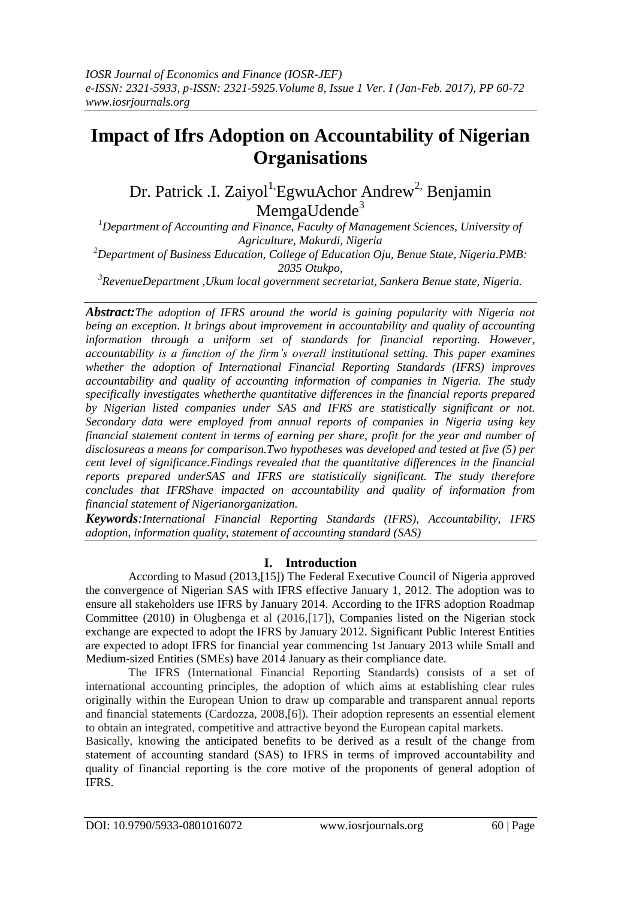# Impact of Ifrs Adoption on Accountability of Nigerian Organisations

Dr. Patrick .I. Zaiyol[1], EgwuAchor Andrew[2], Benjamin MemgaUdende[3]

[1]Department of Accounting and Finance, Faculty of Management Sciences, University of Agriculture, Makurdi, Nigeria

[2]Department of Business Education, College of Education Oju, Benue State, Nigeria.PMB: 2035 Otukpo,

[3]RevenueDepartment ,Ukum local government secretariat, Sankera Benue state, Nigeria.

***Abstract:*** *The adoption of IFRS around the world is gaining popularity with Nigeria not being an exception. It brings about improvement in accountability and quality of accounting information through a uniform set of standards for financial reporting. However, accountability is a function of the firm's overall institutional setting. This paper examines whether the adoption of International Financial Reporting Standards (IFRS) improves accountability and quality of accounting information of companies in Nigeria. The study specifically investigates whetherthe quantitative differences in the financial reports prepared by Nigerian listed companies under SAS and IFRS are statistically significant or not. Secondary data were employed from annual reports of companies in Nigeria using key financial statement content in terms of earning per share, profit for the year and number of disclosureas a means for comparison.Two hypotheses was developed and tested at five (5) per cent level of significance.Findings revealed that the quantitative differences in the financial reports prepared underSAS and IFRS are statistically significant. The study therefore concludes that IFRShave impacted on accountability and quality of information from financial statement of Nigerianorganization.*

***Keywords****:International Financial Reporting Standards (IFRS), Accountability, IFRS adoption, information quality, statement of accounting standard (SAS)*

## I. Introduction

According to Masud (2013,[15]) The Federal Executive Council of Nigeria approved the convergence of Nigerian SAS with IFRS effective January 1, 2012. The adoption was to ensure all stakeholders use IFRS by January 2014. According to the IFRS adoption Roadmap Committee (2010) in Olugbenga et al (2016,[17]), Companies listed on the Nigerian stock exchange are expected to adopt the IFRS by January 2012. Significant Public Interest Entities are expected to adopt IFRS for financial year commencing 1st January 2013 while Small and Medium-sized Entities (SMEs) have 2014 January as their compliance date.

The IFRS (International Financial Reporting Standards) consists of a set of international accounting principles, the adoption of which aims at establishing clear rules originally within the European Union to draw up comparable and transparent annual reports and financial statements (Cardozza, 2008,[6]). Their adoption represents an essential element to obtain an integrated, competitive and attractive beyond the European capital markets.

Basically, knowing the anticipated benefits to be derived as a result of the change from statement of accounting standard (SAS) to IFRS in terms of improved accountability and quality of financial reporting is the core motive of the proponents of general adoption of IFRS.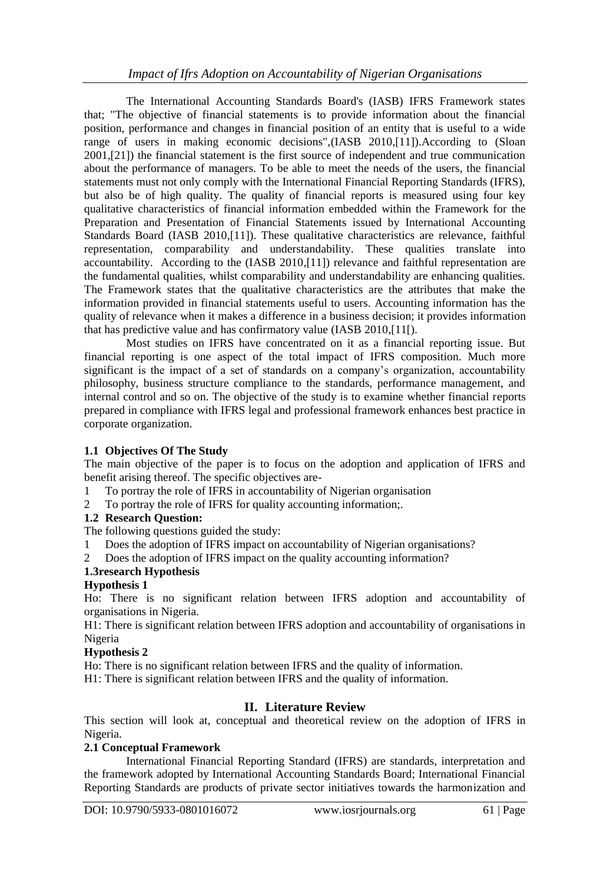The International Accounting Standards Board's (IASB) IFRS Framework states that; "The objective of financial statements is to provide information about the financial position, performance and changes in financial position of an entity that is useful to a wide range of users in making economic decisions",(IASB 2010,[11]).According to (Sloan 2001,[21]) the financial statement is the first source of independent and true communication about the performance of managers. To be able to meet the needs of the users, the financial statements must not only comply with the International Financial Reporting Standards (IFRS), but also be of high quality. The quality of financial reports is measured using four key qualitative characteristics of financial information embedded within the Framework for the Preparation and Presentation of Financial Statements issued by International Accounting Standards Board (IASB 2010,[11]). These qualitative characteristics are relevance, faithful representation, comparability and understandability. These qualities translate into accountability. According to the (IASB 2010,[11]) relevance and faithful representation are the fundamental qualities, whilst comparability and understandability are enhancing qualities. The Framework states that the qualitative characteristics are the attributes that make the information provided in financial statements useful to users. Accounting information has the quality of relevance when it makes a difference in a business decision; it provides information that has predictive value and has confirmatory value (IASB 2010,[11[).

Most studies on IFRS have concentrated on it as a financial reporting issue. But financial reporting is one aspect of the total impact of IFRS composition. Much more significant is the impact of a set of standards on a company's organization, accountability philosophy, business structure compliance to the standards, performance management, and internal control and so on. The objective of the study is to examine whether financial reports prepared in compliance with IFRS legal and professional framework enhances best practice in corporate organization.

### 1.1 Objectives Of The Study

The main objective of the paper is to focus on the adoption and application of IFRS and benefit arising thereof. The specific objectives are-

1 To portray the role of IFRS in accountability of Nigerian organisation

2 To portray the role of IFRS for quality accounting information;.

### 1.2 Research Question:

The following questions guided the study:

1 Does the adoption of IFRS impact on accountability of Nigerian organisations?

2 Does the adoption of IFRS impact on the quality accounting information?

### 1.3research Hypothesis

**Hypothesis 1**

Ho: There is no significant relation between IFRS adoption and accountability of organisations in Nigeria.

H1: There is significant relation between IFRS adoption and accountability of organisations in Nigeria

**Hypothesis 2**

Ho: There is no significant relation between IFRS and the quality of information.

H1: There is significant relation between IFRS and the quality of information.

## II. Literature Review

This section will look at, conceptual and theoretical review on the adoption of IFRS in Nigeria.

### 2.1 Conceptual Framework

International Financial Reporting Standard (IFRS) are standards, interpretation and the framework adopted by International Accounting Standards Board; International Financial Reporting Standards are products of private sector initiatives towards the harmonization and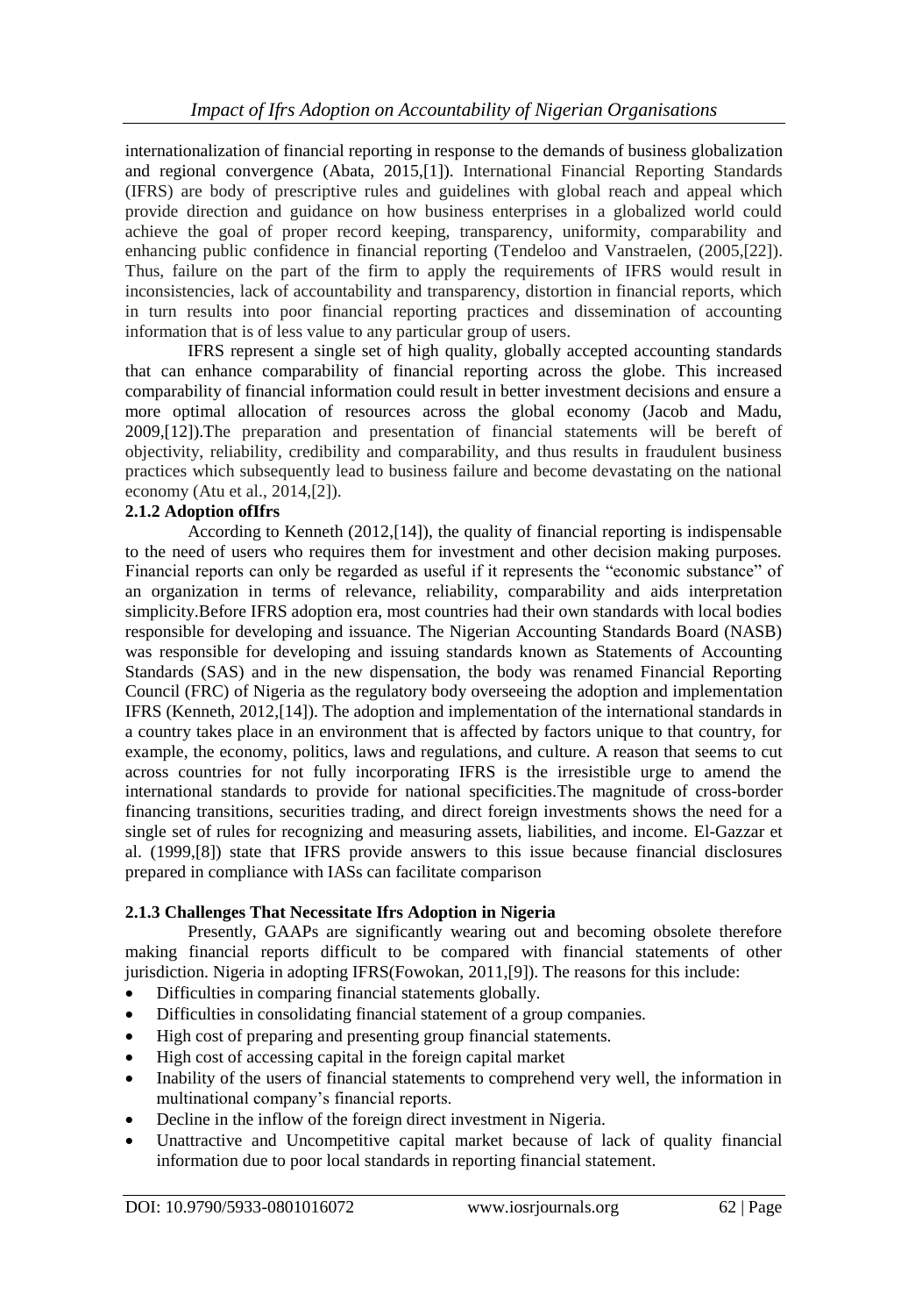internationalization of financial reporting in response to the demands of business globalization and regional convergence (Abata, 2015,[1]). International Financial Reporting Standards (IFRS) are body of prescriptive rules and guidelines with global reach and appeal which provide direction and guidance on how business enterprises in a globalized world could achieve the goal of proper record keeping, transparency, uniformity, comparability and enhancing public confidence in financial reporting (Tendeloo and Vanstraelen, (2005,[22]). Thus, failure on the part of the firm to apply the requirements of IFRS would result in inconsistencies, lack of accountability and transparency, distortion in financial reports, which in turn results into poor financial reporting practices and dissemination of accounting information that is of less value to any particular group of users.

IFRS represent a single set of high quality, globally accepted accounting standards that can enhance comparability of financial reporting across the globe. This increased comparability of financial information could result in better investment decisions and ensure a more optimal allocation of resources across the global economy (Jacob and Madu, 2009,[12]).The preparation and presentation of financial statements will be bereft of objectivity, reliability, credibility and comparability, and thus results in fraudulent business practices which subsequently lead to business failure and become devastating on the national economy (Atu et al., 2014,[2]).

### 2.1.2 Adoption ofIfrs

According to Kenneth (2012,[14]), the quality of financial reporting is indispensable to the need of users who requires them for investment and other decision making purposes. Financial reports can only be regarded as useful if it represents the "economic substance" of an organization in terms of relevance, reliability, comparability and aids interpretation simplicity.Before IFRS adoption era, most countries had their own standards with local bodies responsible for developing and issuance. The Nigerian Accounting Standards Board (NASB) was responsible for developing and issuing standards known as Statements of Accounting Standards (SAS) and in the new dispensation, the body was renamed Financial Reporting Council (FRC) of Nigeria as the regulatory body overseeing the adoption and implementation IFRS (Kenneth, 2012,[14]). The adoption and implementation of the international standards in a country takes place in an environment that is affected by factors unique to that country, for example, the economy, politics, laws and regulations, and culture. A reason that seems to cut across countries for not fully incorporating IFRS is the irresistible urge to amend the international standards to provide for national specificities.The magnitude of cross-border financing transitions, securities trading, and direct foreign investments shows the need for a single set of rules for recognizing and measuring assets, liabilities, and income. El-Gazzar et al. (1999,[8]) state that IFRS provide answers to this issue because financial disclosures prepared in compliance with IASs can facilitate comparison

### 2.1.3 Challenges That Necessitate Ifrs Adoption in Nigeria

Presently, GAAPs are significantly wearing out and becoming obsolete therefore making financial reports difficult to be compared with financial statements of other jurisdiction. Nigeria in adopting IFRS(Fowokan, 2011,[9]). The reasons for this include:

- Difficulties in comparing financial statements globally.
- Difficulties in consolidating financial statement of a group companies.
- High cost of preparing and presenting group financial statements.
- High cost of accessing capital in the foreign capital market
- Inability of the users of financial statements to comprehend very well, the information in multinational company's financial reports.
- Decline in the inflow of the foreign direct investment in Nigeria.
- Unattractive and Uncompetitive capital market because of lack of quality financial information due to poor local standards in reporting financial statement.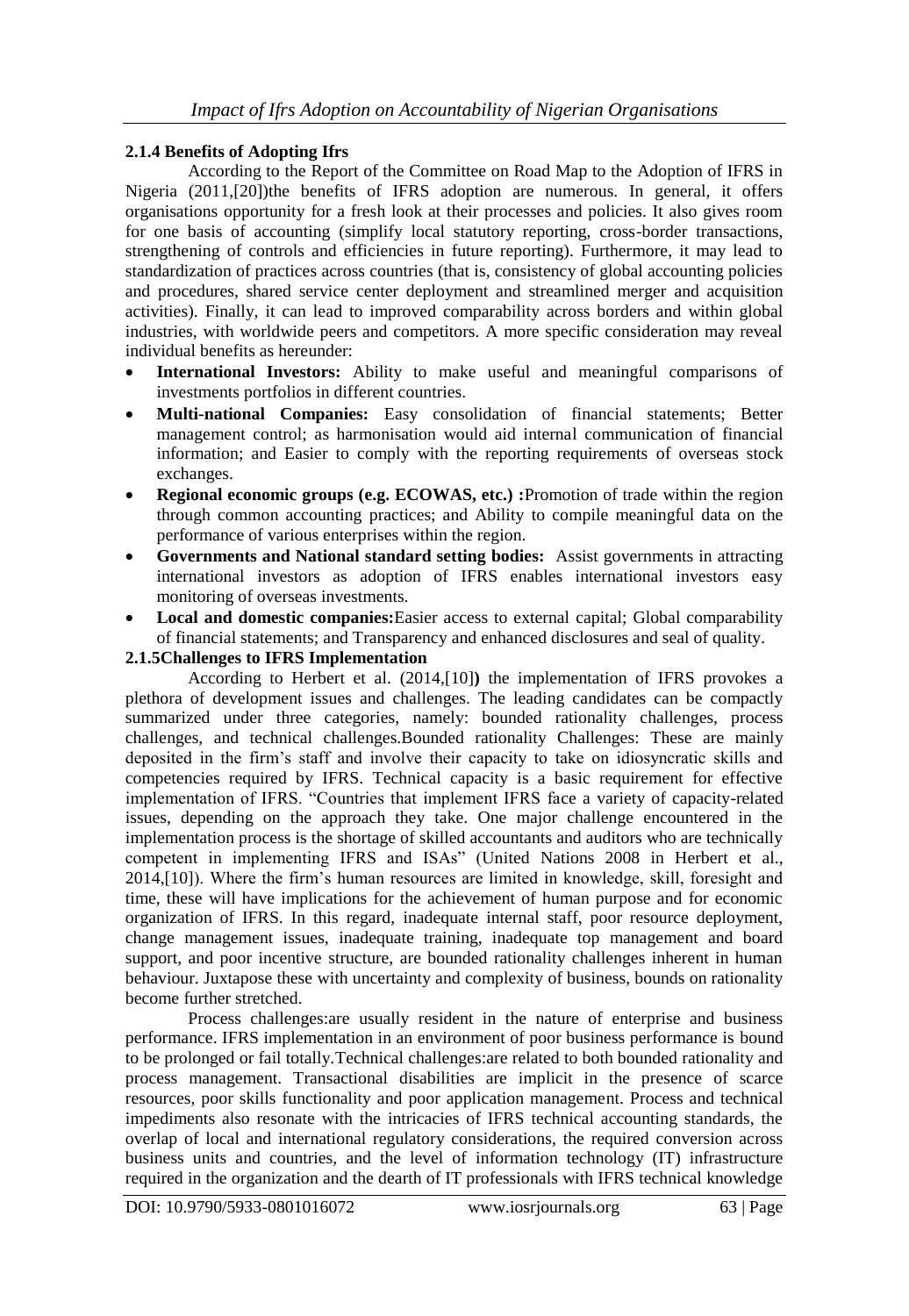### 2.1.4 Benefits of Adopting Ifrs

According to the Report of the Committee on Road Map to the Adoption of IFRS in Nigeria (2011,[20])the benefits of IFRS adoption are numerous. In general, it offers organisations opportunity for a fresh look at their processes and policies. It also gives room for one basis of accounting (simplify local statutory reporting, cross-border transactions, strengthening of controls and efficiencies in future reporting). Furthermore, it may lead to standardization of practices across countries (that is, consistency of global accounting policies and procedures, shared service center deployment and streamlined merger and acquisition activities). Finally, it can lead to improved comparability across borders and within global industries, with worldwide peers and competitors. A more specific consideration may reveal individual benefits as hereunder:

- **International Investors:** Ability to make useful and meaningful comparisons of investments portfolios in different countries.
- **Multi-national Companies:** Easy consolidation of financial statements; Better management control; as harmonisation would aid internal communication of financial information; and Easier to comply with the reporting requirements of overseas stock exchanges.
- **Regional economic groups (e.g. ECOWAS, etc.) :**Promotion of trade within the region through common accounting practices; and Ability to compile meaningful data on the performance of various enterprises within the region.
- **Governments and National standard setting bodies:** Assist governments in attracting international investors as adoption of IFRS enables international investors easy monitoring of overseas investments.
- **Local and domestic companies:**Easier access to external capital; Global comparability of financial statements; and Transparency and enhanced disclosures and seal of quality.

### 2.1.5Challenges to IFRS Implementation

According to Herbert et al. (2014,[10]**)** the implementation of IFRS provokes a plethora of development issues and challenges. The leading candidates can be compactly summarized under three categories, namely: bounded rationality challenges, process challenges, and technical challenges.Bounded rationality Challenges: These are mainly deposited in the firm's staff and involve their capacity to take on idiosyncratic skills and competencies required by IFRS. Technical capacity is a basic requirement for effective implementation of IFRS. "Countries that implement IFRS face a variety of capacity-related issues, depending on the approach they take. One major challenge encountered in the implementation process is the shortage of skilled accountants and auditors who are technically competent in implementing IFRS and ISAs" (United Nations 2008 in Herbert et al., 2014,[10]). Where the firm's human resources are limited in knowledge, skill, foresight and time, these will have implications for the achievement of human purpose and for economic organization of IFRS. In this regard, inadequate internal staff, poor resource deployment, change management issues, inadequate training, inadequate top management and board support, and poor incentive structure, are bounded rationality challenges inherent in human behaviour. Juxtapose these with uncertainty and complexity of business, bounds on rationality become further stretched.

Process challenges:are usually resident in the nature of enterprise and business performance. IFRS implementation in an environment of poor business performance is bound to be prolonged or fail totally.Technical challenges:are related to both bounded rationality and process management. Transactional disabilities are implicit in the presence of scarce resources, poor skills functionality and poor application management. Process and technical impediments also resonate with the intricacies of IFRS technical accounting standards, the overlap of local and international regulatory considerations, the required conversion across business units and countries, and the level of information technology (IT) infrastructure required in the organization and the dearth of IT professionals with IFRS technical knowledge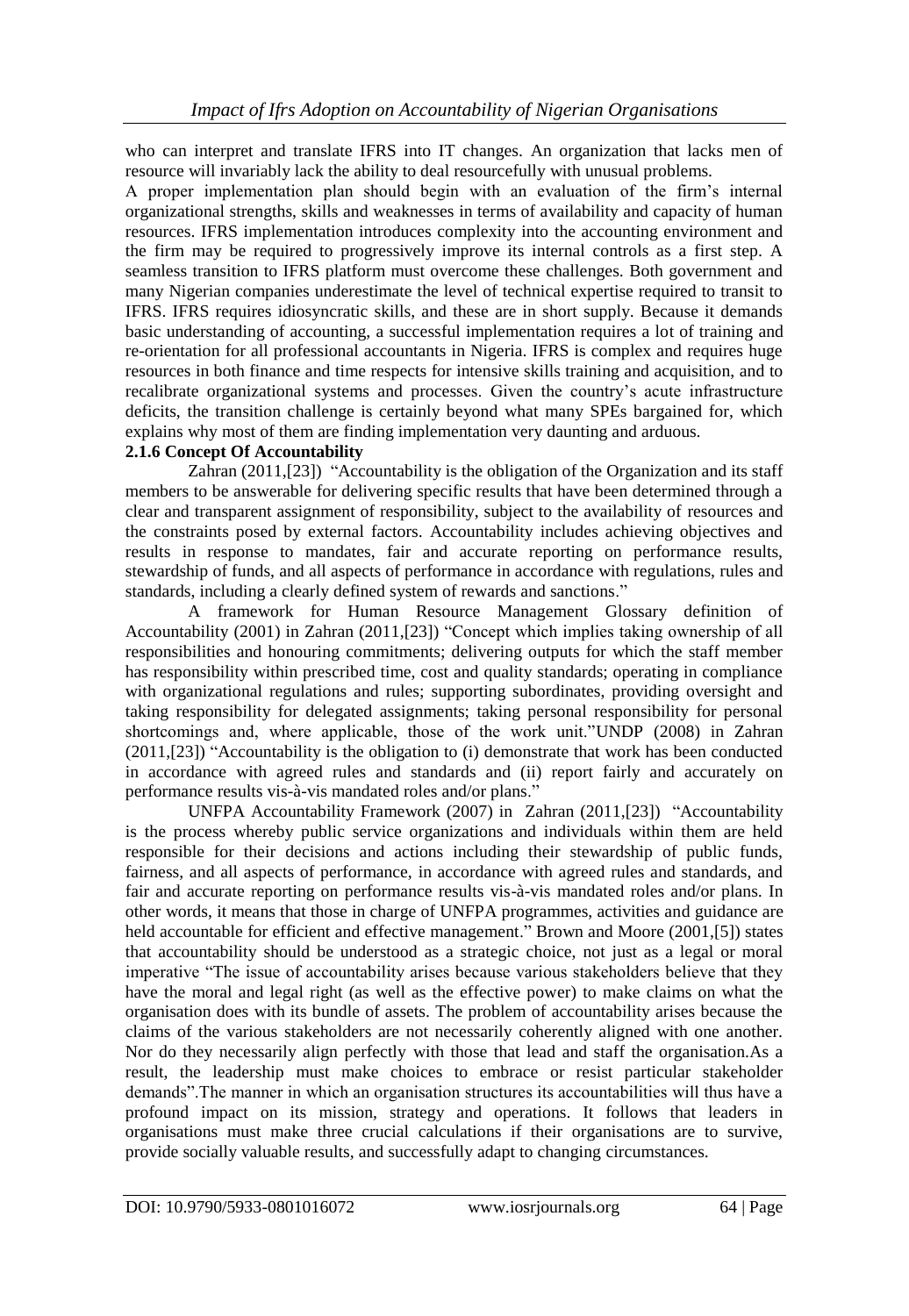who can interpret and translate IFRS into IT changes. An organization that lacks men of resource will invariably lack the ability to deal resourcefully with unusual problems.

A proper implementation plan should begin with an evaluation of the firm's internal organizational strengths, skills and weaknesses in terms of availability and capacity of human resources. IFRS implementation introduces complexity into the accounting environment and the firm may be required to progressively improve its internal controls as a first step. A seamless transition to IFRS platform must overcome these challenges. Both government and many Nigerian companies underestimate the level of technical expertise required to transit to IFRS. IFRS requires idiosyncratic skills, and these are in short supply. Because it demands basic understanding of accounting, a successful implementation requires a lot of training and re-orientation for all professional accountants in Nigeria. IFRS is complex and requires huge resources in both finance and time respects for intensive skills training and acquisition, and to recalibrate organizational systems and processes. Given the country's acute infrastructure deficits, the transition challenge is certainly beyond what many SPEs bargained for, which explains why most of them are finding implementation very daunting and arduous.

### 2.1.6 Concept Of Accountability

Zahran (2011,[23]) "Accountability is the obligation of the Organization and its staff members to be answerable for delivering specific results that have been determined through a clear and transparent assignment of responsibility, subject to the availability of resources and the constraints posed by external factors. Accountability includes achieving objectives and results in response to mandates, fair and accurate reporting on performance results, stewardship of funds, and all aspects of performance in accordance with regulations, rules and standards, including a clearly defined system of rewards and sanctions."

A framework for Human Resource Management Glossary definition of Accountability (2001) in Zahran (2011,[23]) "Concept which implies taking ownership of all responsibilities and honouring commitments; delivering outputs for which the staff member has responsibility within prescribed time, cost and quality standards; operating in compliance with organizational regulations and rules; supporting subordinates, providing oversight and taking responsibility for delegated assignments; taking personal responsibility for personal shortcomings and, where applicable, those of the work unit."UNDP (2008) in Zahran (2011,[23]) "Accountability is the obligation to (i) demonstrate that work has been conducted in accordance with agreed rules and standards and (ii) report fairly and accurately on performance results vis-à-vis mandated roles and/or plans."

UNFPA Accountability Framework (2007) in Zahran (2011,[23]) "Accountability is the process whereby public service organizations and individuals within them are held responsible for their decisions and actions including their stewardship of public funds, fairness, and all aspects of performance, in accordance with agreed rules and standards, and fair and accurate reporting on performance results vis-à-vis mandated roles and/or plans. In other words, it means that those in charge of UNFPA programmes, activities and guidance are held accountable for efficient and effective management." Brown and Moore (2001,[5]) states that accountability should be understood as a strategic choice, not just as a legal or moral imperative "The issue of accountability arises because various stakeholders believe that they have the moral and legal right (as well as the effective power) to make claims on what the organisation does with its bundle of assets. The problem of accountability arises because the claims of the various stakeholders are not necessarily coherently aligned with one another. Nor do they necessarily align perfectly with those that lead and staff the organisation.As a result, the leadership must make choices to embrace or resist particular stakeholder demands".The manner in which an organisation structures its accountabilities will thus have a profound impact on its mission, strategy and operations. It follows that leaders in organisations must make three crucial calculations if their organisations are to survive, provide socially valuable results, and successfully adapt to changing circumstances.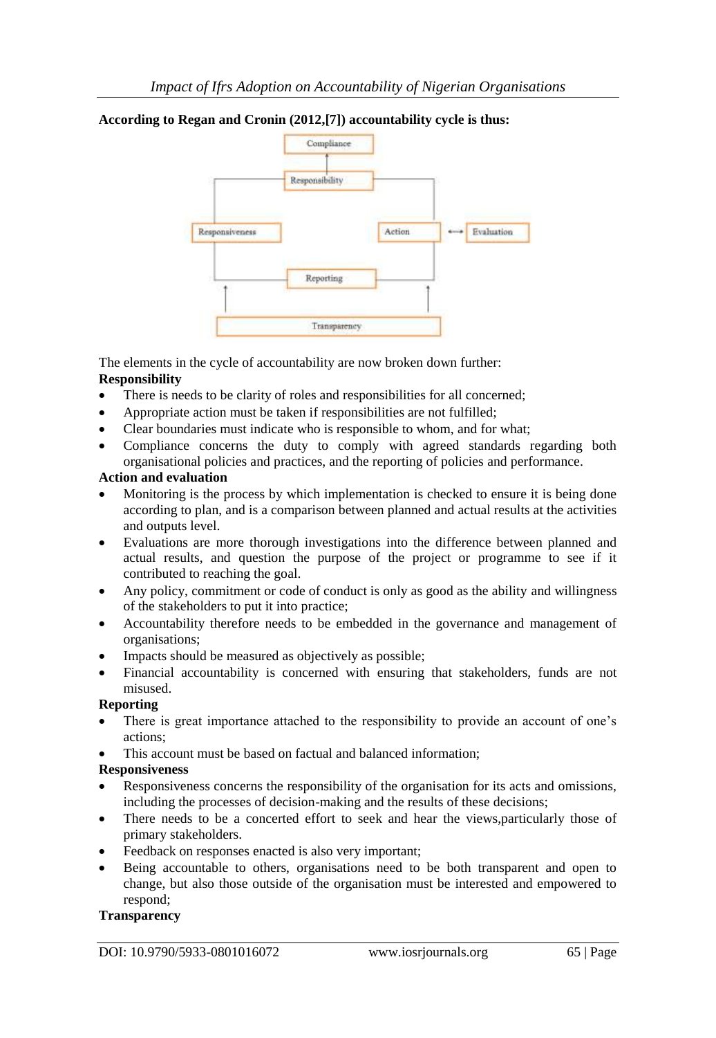**According to Regan and Cronin (2012,[7]) accountability cycle is thus:**

The elements in the cycle of accountability are now broken down further:

**Responsibility**

- There is needs to be clarity of roles and responsibilities for all concerned;
- Appropriate action must be taken if responsibilities are not fulfilled;
- Clear boundaries must indicate who is responsible to whom, and for what;
- Compliance concerns the duty to comply with agreed standards regarding both organisational policies and practices, and the reporting of policies and performance.

**Action and evaluation**

- Monitoring is the process by which implementation is checked to ensure it is being done according to plan, and is a comparison between planned and actual results at the activities and outputs level.
- Evaluations are more thorough investigations into the difference between planned and actual results, and question the purpose of the project or programme to see if it contributed to reaching the goal.
- Any policy, commitment or code of conduct is only as good as the ability and willingness of the stakeholders to put it into practice;
- Accountability therefore needs to be embedded in the governance and management of organisations;
- Impacts should be measured as objectively as possible;
- Financial accountability is concerned with ensuring that stakeholders, funds are not misused.

**Reporting**

- There is great importance attached to the responsibility to provide an account of one's actions;
- This account must be based on factual and balanced information;

**Responsiveness**

- Responsiveness concerns the responsibility of the organisation for its acts and omissions, including the processes of decision-making and the results of these decisions;
- There needs to be a concerted effort to seek and hear the views,particularly those of primary stakeholders.
- Feedback on responses enacted is also very important;
- Being accountable to others, organisations need to be both transparent and open to change, but also those outside of the organisation must be interested and empowered to respond;

**Transparency**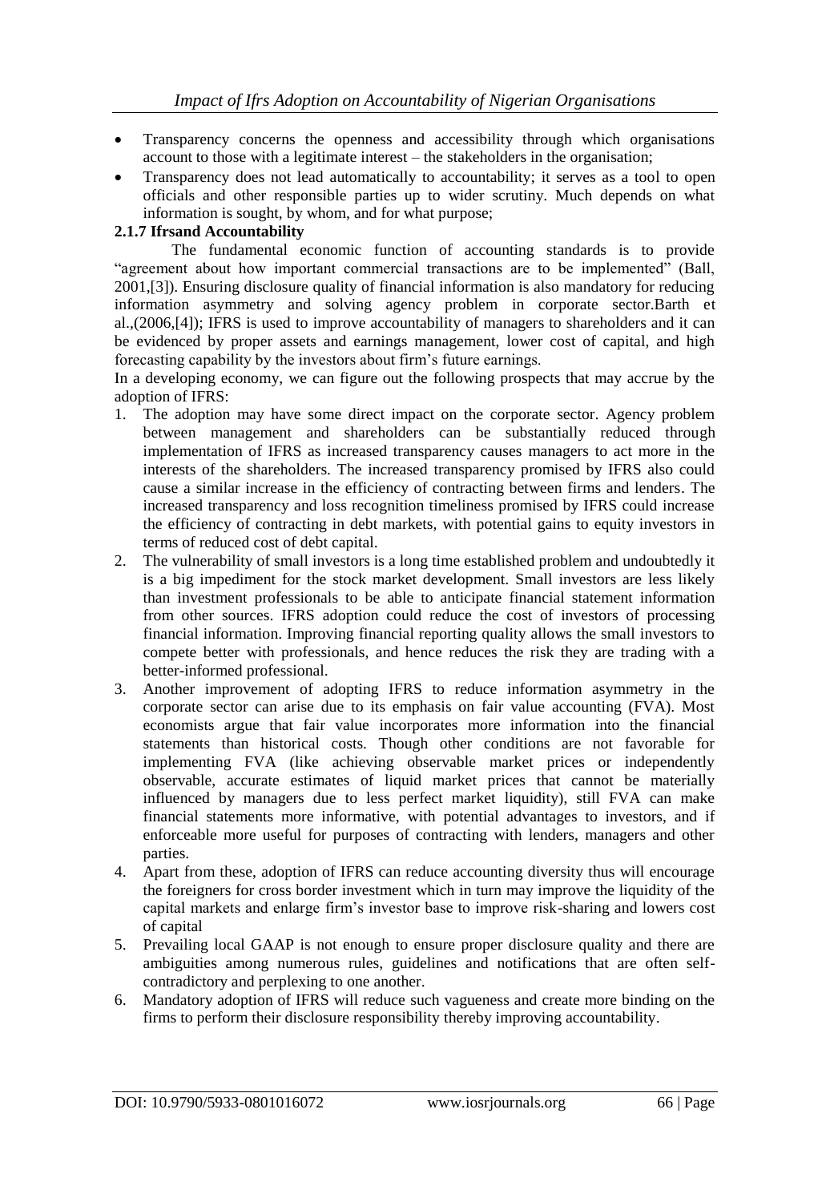- Transparency concerns the openness and accessibility through which organisations account to those with a legitimate interest – the stakeholders in the organisation;
- Transparency does not lead automatically to accountability; it serves as a tool to open officials and other responsible parties up to wider scrutiny. Much depends on what information is sought, by whom, and for what purpose;

### 2.1.7 Ifrsand Accountability

The fundamental economic function of accounting standards is to provide "agreement about how important commercial transactions are to be implemented" (Ball, 2001,[3]). Ensuring disclosure quality of financial information is also mandatory for reducing information asymmetry and solving agency problem in corporate sector.Barth et al.,(2006,[4]); IFRS is used to improve accountability of managers to shareholders and it can be evidenced by proper assets and earnings management, lower cost of capital, and high forecasting capability by the investors about firm's future earnings.

In a developing economy, we can figure out the following prospects that may accrue by the adoption of IFRS:

1. The adoption may have some direct impact on the corporate sector. Agency problem between management and shareholders can be substantially reduced through implementation of IFRS as increased transparency causes managers to act more in the interests of the shareholders. The increased transparency promised by IFRS also could cause a similar increase in the efficiency of contracting between firms and lenders. The increased transparency and loss recognition timeliness promised by IFRS could increase the efficiency of contracting in debt markets, with potential gains to equity investors in terms of reduced cost of debt capital.
2. The vulnerability of small investors is a long time established problem and undoubtedly it is a big impediment for the stock market development. Small investors are less likely than investment professionals to be able to anticipate financial statement information from other sources. IFRS adoption could reduce the cost of investors of processing financial information. Improving financial reporting quality allows the small investors to compete better with professionals, and hence reduces the risk they are trading with a better-informed professional.
3. Another improvement of adopting IFRS to reduce information asymmetry in the corporate sector can arise due to its emphasis on fair value accounting (FVA). Most economists argue that fair value incorporates more information into the financial statements than historical costs. Though other conditions are not favorable for implementing FVA (like achieving observable market prices or independently observable, accurate estimates of liquid market prices that cannot be materially influenced by managers due to less perfect market liquidity), still FVA can make financial statements more informative, with potential advantages to investors, and if enforceable more useful for purposes of contracting with lenders, managers and other parties.
4. Apart from these, adoption of IFRS can reduce accounting diversity thus will encourage the foreigners for cross border investment which in turn may improve the liquidity of the capital markets and enlarge firm's investor base to improve risk-sharing and lowers cost of capital
5. Prevailing local GAAP is not enough to ensure proper disclosure quality and there are ambiguities among numerous rules, guidelines and notifications that are often self-contradictory and perplexing to one another.
6. Mandatory adoption of IFRS will reduce such vagueness and create more binding on the firms to perform their disclosure responsibility thereby improving accountability.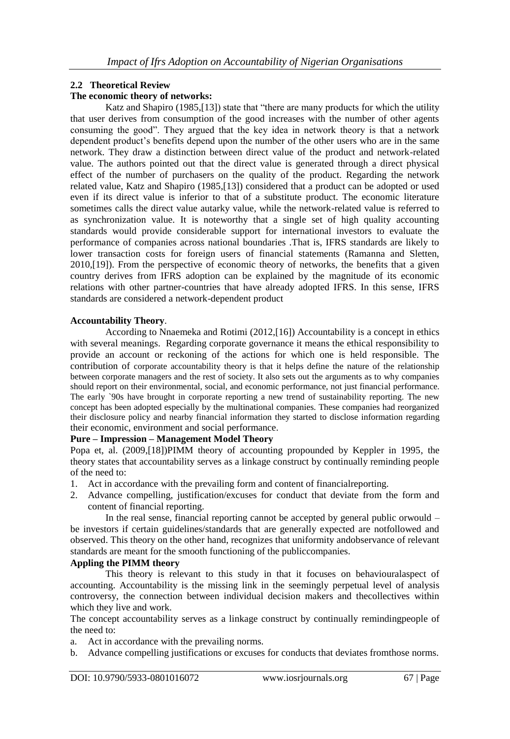## 2.2 Theoretical Review

**The economic theory of networks:**

Katz and Shapiro (1985,[13]) state that "there are many products for which the utility that user derives from consumption of the good increases with the number of other agents consuming the good". They argued that the key idea in network theory is that a network dependent product's benefits depend upon the number of the other users who are in the same network. They draw a distinction between direct value of the product and network-related value. The authors pointed out that the direct value is generated through a direct physical effect of the number of purchasers on the quality of the product. Regarding the network related value, Katz and Shapiro (1985,[13]) considered that a product can be adopted or used even if its direct value is inferior to that of a substitute product. The economic literature sometimes calls the direct value autarky value, while the network-related value is referred to as synchronization value. It is noteworthy that a single set of high quality accounting standards would provide considerable support for international investors to evaluate the performance of companies across national boundaries .That is, IFRS standards are likely to lower transaction costs for foreign users of financial statements (Ramanna and Sletten, 2010,[19]). From the perspective of economic theory of networks, the benefits that a given country derives from IFRS adoption can be explained by the magnitude of its economic relations with other partner-countries that have already adopted IFRS. In this sense, IFRS standards are considered a network-dependent product

**Accountability Theory**.

According to Nnaemeka and Rotimi (2012,[16]) Accountability is a concept in ethics with several meanings. Regarding corporate governance it means the ethical responsibility to provide an account or reckoning of the actions for which one is held responsible. The contribution of corporate accountability theory is that it helps define the nature of the relationship between corporate managers and the rest of society. It also sets out the arguments as to why companies should report on their environmental, social, and economic performance, not just financial performance. The early `90s have brought in corporate reporting a new trend of sustainability reporting. The new concept has been adopted especially by the multinational companies. These companies had reorganized their disclosure policy and nearby financial information they started to disclose information regarding their economic, environment and social performance.

**Pure – Impression – Management Model Theory**

Popa et, al. (2009,[18])PIMM theory of accounting propounded by Keppler in 1995, the theory states that accountability serves as a linkage construct by continually reminding people of the need to:

1. Act in accordance with the prevailing form and content of financialreporting.
2. Advance compelling, justification/excuses for conduct that deviate from the form and content of financial reporting.

In the real sense, financial reporting cannot be accepted by general public orwould – be investors if certain guidelines/standards that are generally expected are notfollowed and observed. This theory on the other hand, recognizes that uniformity andobservance of relevant standards are meant for the smooth functioning of the publiccompanies.

**Appling the PIMM theory**

This theory is relevant to this study in that it focuses on behaviouralaspect of accounting. Accountability is the missing link in the seemingly perpetual level of analysis controversy, the connection between individual decision makers and thecollectives within which they live and work.

The concept accountability serves as a linkage construct by continually remindingpeople of the need to:

a. Act in accordance with the prevailing norms.
b. Advance compelling justifications or excuses for conducts that deviates fromthose norms.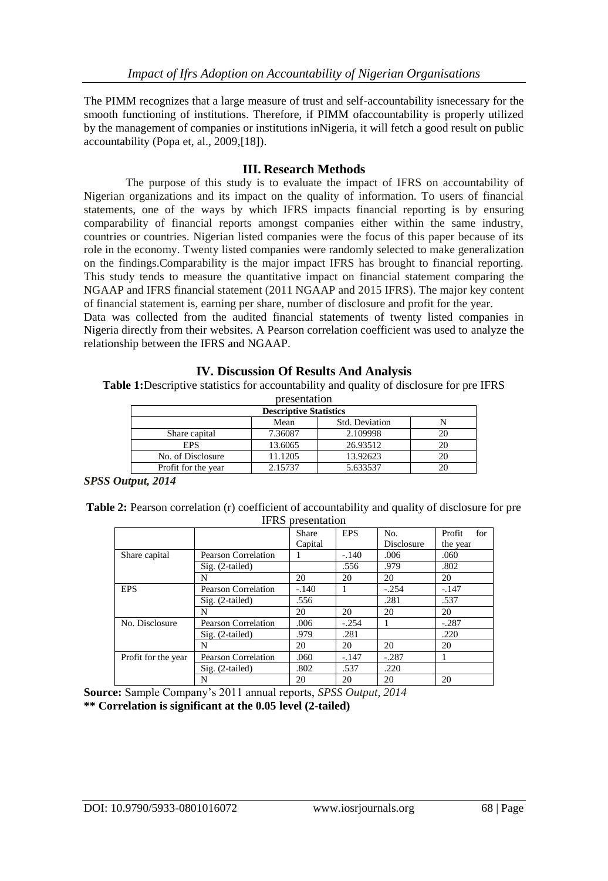The PIMM recognizes that a large measure of trust and self-accountability isnecessary for the smooth functioning of institutions. Therefore, if PIMM ofaccountability is properly utilized by the management of companies or institutions inNigeria, it will fetch a good result on public accountability (Popa et, al., 2009,[18]).

## III. Research Methods

The purpose of this study is to evaluate the impact of IFRS on accountability of Nigerian organizations and its impact on the quality of information. To users of financial statements, one of the ways by which IFRS impacts financial reporting is by ensuring comparability of financial reports amongst companies either within the same industry, countries or countries. Nigerian listed companies were the focus of this paper because of its role in the economy. Twenty listed companies were randomly selected to make generalization on the findings.Comparability is the major impact IFRS has brought to financial reporting. This study tends to measure the quantitative impact on financial statement comparing the NGAAP and IFRS financial statement (2011 NGAAP and 2015 IFRS). The major key content of financial statement is, earning per share, number of disclosure and profit for the year.

Data was collected from the audited financial statements of twenty listed companies in Nigeria directly from their websites. A Pearson correlation coefficient was used to analyze the relationship between the IFRS and NGAAP.

## IV. Discussion Of Results And Analysis

**Table 1:**Descriptive statistics for accountability and quality of disclosure for pre IFRS presentation

| Descriptive Statistics | | | |
|---|---|---|---|
| | Mean | Std. Deviation | N |
| Share capital | 7.36087 | 2.109998 | 20 |
| EPS | 13.6065 | 26.93512 | 20 |
| No. of Disclosure | 11.1205 | 13.92623 | 20 |
| Profit for the year | 2.15737 | 5.633537 | 20 |

***SPSS Output, 2014***

**Table 2:** Pearson correlation (r) coefficient of accountability and quality of disclosure for pre IFRS presentation

| | | Share Capital | EPS | No. Disclosure | Profit for the year |
|---|---|---|---|---|---|
| Share capital | Pearson Correlation | 1 | -.140 | .006 | .060 |
| | Sig. (2-tailed) | | .556 | .979 | .802 |
| | N | 20 | 20 | 20 | 20 |
| EPS | Pearson Correlation | -.140 | 1 | -.254 | -.147 |
| | Sig. (2-tailed) | .556 | | .281 | .537 |
| | N | 20 | 20 | 20 | 20 |
| No. Disclosure | Pearson Correlation | .006 | -.254 | 1 | -.287 |
| | Sig. (2-tailed) | .979 | .281 | | .220 |
| | N | 20 | 20 | 20 | 20 |
| Profit for the year | Pearson Correlation | .060 | -.147 | -.287 | 1 |
| | Sig. (2-tailed) | .802 | .537 | .220 | |
| | N | 20 | 20 | 20 | 20 |

**Source:** Sample Company's 2011 annual reports, *SPSS Output, 2014*

**\*\* Correlation is significant at the 0.05 level (2-tailed)**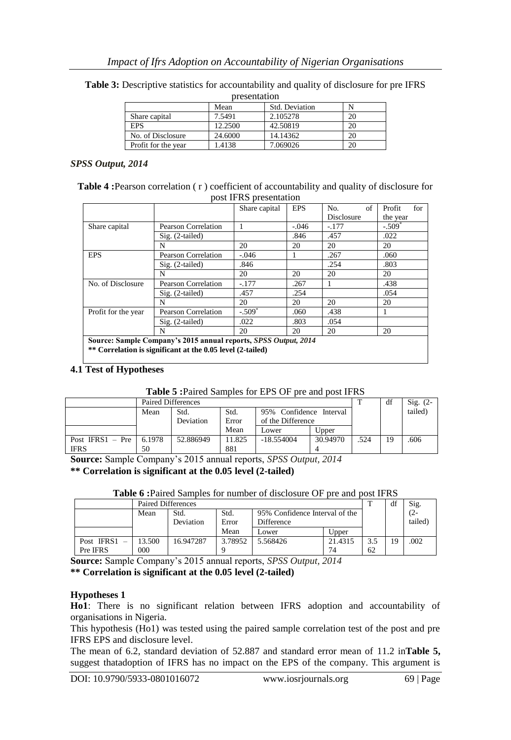**Table 3:** Descriptive statistics for accountability and quality of disclosure for pre IFRS presentation

| | Mean | Std. Deviation | N |
|---|---|---|---|
| Share capital | 7.5491 | 2.105278 | 20 |
| EPS | 12.2500 | 42.50819 | 20 |
| No. of Disclosure | 24.6000 | 14.14362 | 20 |
| Profit for the year | 1.4138 | 7.069026 | 20 |

***SPSS Output, 2014***

**Table 4 :**Pearson correlation ( r ) coefficient of accountability and quality of disclosure for post IFRS presentation

| | | Share capital | EPS | No. of Disclosure | Profit for the year |
|---|---|---|---|---|---|
| Share capital | Pearson Correlation | 1 | -.046 | -.177 | -.509* |
| | Sig. (2-tailed) | | .846 | .457 | .022 |
| | N | 20 | 20 | 20 | 20 |
| EPS | Pearson Correlation | -.046 | 1 | .267 | .060 |
| | Sig. (2-tailed) | .846 | | .254 | .803 |
| | N | 20 | 20 | 20 | 20 |
| No. of Disclosure | Pearson Correlation | -.177 | .267 | 1 | .438 |
| | Sig. (2-tailed) | .457 | .254 | | .054 |
| | N | 20 | 20 | 20 | 20 |
| Profit for the year | Pearson Correlation | -.509* | .060 | .438 | 1 |
| | Sig. (2-tailed) | .022 | .803 | .054 | |
| | N | 20 | 20 | 20 | 20 |

**Source: Sample Company's 2015 annual reports, *SPSS Output, 2014***
**\*\* Correlation is significant at the 0.05 level (2-tailed)**

### 4.1 Test of Hypotheses

**Table 5 :**Paired Samples for EPS OF pre and post IFRS

| | Paired Differences | | | | | T | df | Sig. (2-tailed) |
|---|---|---|---|---|---|---|---|---|
| | Mean | Std. Deviation | Std. Error Mean | 95% Confidence Interval of the Difference | | | | |
| | | | | Lower | Upper | | | |
| Post IFRS1 – Pre IFRS | 6.197850 | 52.886949 | 11.825881 | -18.554004 | 30.949704 | .524 | 19 | .606 |

**Source:** Sample Company's 2015 annual reports, *SPSS Output, 2014*
**\*\* Correlation is significant at the 0.05 level (2-tailed)**

**Table 6 :**Paired Samples for number of disclosure OF pre and post IFRS

| | Paired Differences | | | | | T | df | Sig. (2-tailed) |
|---|---|---|---|---|---|---|---|---|
| | Mean | Std. Deviation | Std. Error Mean | 95% Confidence Interval of the Difference | | | | |
| | | | | Lower | Upper | | | |
| Post IFRS1 – Pre IFRS | 13.500000 | 16.947287 | 3.789529 | 5.568426 | 21.431574 | 3.562 | 19 | .002 |

**Source:** Sample Company's 2015 annual reports, *SPSS Output, 2014*
**\*\* Correlation is significant at the 0.05 level (2-tailed)**

**Hypotheses 1**

**Ho1**: There is no significant relation between IFRS adoption and accountability of organisations in Nigeria.

This hypothesis (Ho1) was tested using the paired sample correlation test of the post and pre IFRS EPS and disclosure level.

The mean of 6.2, standard deviation of 52.887 and standard error mean of 11.2 in**Table 5,** suggest thatadoption of IFRS has no impact on the EPS of the company. This argument is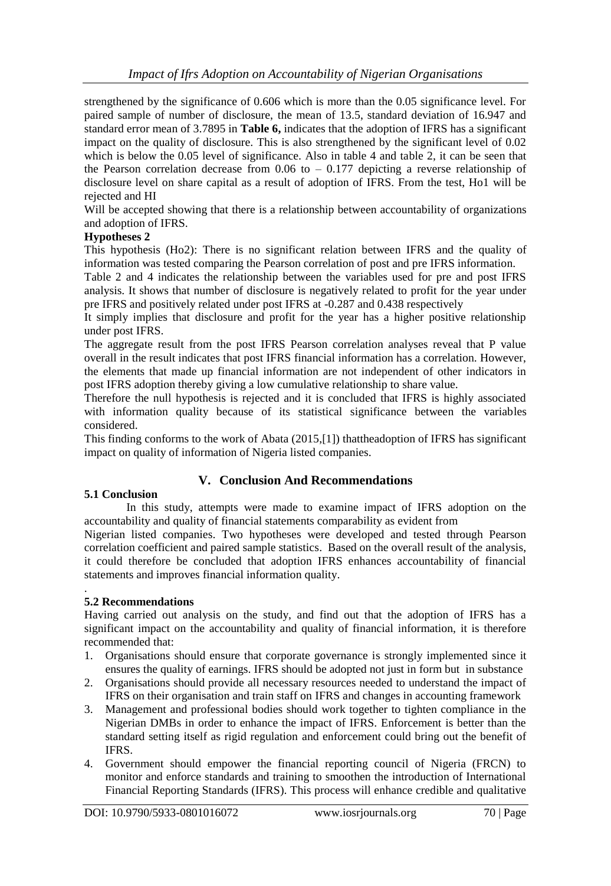strengthened by the significance of 0.606 which is more than the 0.05 significance level. For paired sample of number of disclosure, the mean of 13.5, standard deviation of 16.947 and standard error mean of 3.7895 in **Table 6,** indicates that the adoption of IFRS has a significant impact on the quality of disclosure. This is also strengthened by the significant level of 0.02 which is below the 0.05 level of significance. Also in table 4 and table 2, it can be seen that the Pearson correlation decrease from 0.06 to – 0.177 depicting a reverse relationship of disclosure level on share capital as a result of adoption of IFRS. From the test, Ho1 will be rejected and HI

Will be accepted showing that there is a relationship between accountability of organizations and adoption of IFRS.

**Hypotheses 2**

This hypothesis (Ho2): There is no significant relation between IFRS and the quality of information was tested comparing the Pearson correlation of post and pre IFRS information.

Table 2 and 4 indicates the relationship between the variables used for pre and post IFRS analysis. It shows that number of disclosure is negatively related to profit for the year under pre IFRS and positively related under post IFRS at -0.287 and 0.438 respectively

It simply implies that disclosure and profit for the year has a higher positive relationship under post IFRS.

The aggregate result from the post IFRS Pearson correlation analyses reveal that P value overall in the result indicates that post IFRS financial information has a correlation. However, the elements that made up financial information are not independent of other indicators in post IFRS adoption thereby giving a low cumulative relationship to share value.

Therefore the null hypothesis is rejected and it is concluded that IFRS is highly associated with information quality because of its statistical significance between the variables considered.

This finding conforms to the work of Abata (2015,[1]) thattheadoption of IFRS has significant impact on quality of information of Nigeria listed companies.

## V. Conclusion And Recommendations

### 5.1 Conclusion

In this study, attempts were made to examine impact of IFRS adoption on the accountability and quality of financial statements comparability as evident from

Nigerian listed companies. Two hypotheses were developed and tested through Pearson correlation coefficient and paired sample statistics. Based on the overall result of the analysis, it could therefore be concluded that adoption IFRS enhances accountability of financial statements and improves financial information quality.

.

### 5.2 Recommendations

Having carried out analysis on the study, and find out that the adoption of IFRS has a significant impact on the accountability and quality of financial information, it is therefore recommended that:

1. Organisations should ensure that corporate governance is strongly implemented since it ensures the quality of earnings. IFRS should be adopted not just in form but in substance
2. Organisations should provide all necessary resources needed to understand the impact of IFRS on their organisation and train staff on IFRS and changes in accounting framework
3. Management and professional bodies should work together to tighten compliance in the Nigerian DMBs in order to enhance the impact of IFRS. Enforcement is better than the standard setting itself as rigid regulation and enforcement could bring out the benefit of IFRS.
4. Government should empower the financial reporting council of Nigeria (FRCN) to monitor and enforce standards and training to smoothen the introduction of International Financial Reporting Standards (IFRS). This process will enhance credible and qualitative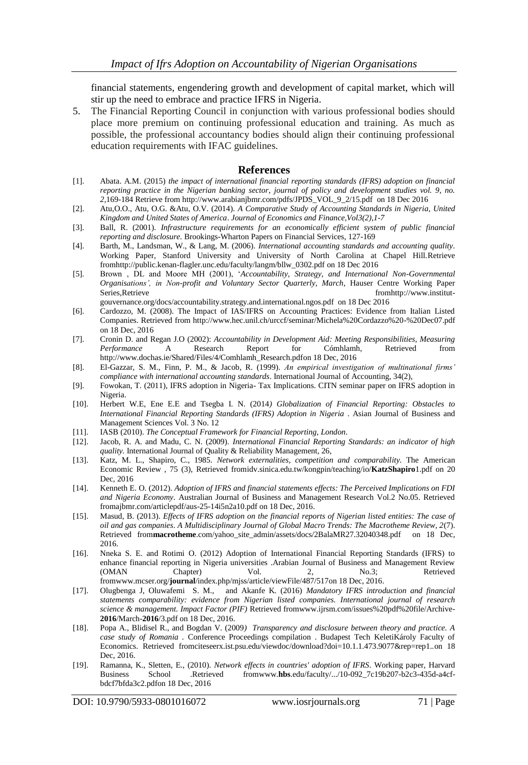financial statements, engendering growth and development of capital market, which will stir up the need to embrace and practice IFRS in Nigeria.

5. The Financial Reporting Council in conjunction with various professional bodies should place more premium on continuing professional education and training. As much as possible, the professional accountancy bodies should align their continuing professional education requirements with IFAC guidelines.

## References

[1]. Abata. A.M. (2015) *the impact of international financial reporting standards (IFRS) adoption on financial reporting practice in the Nigerian banking sector, journal of policy and development studies vol. 9, no. 2*,169-184 Retrieve from http://www.arabianjbmr.com/pdfs/JPDS_VOL_9_2/15.pdf on 18 Dec 2016

[2]. Atu,O.O., Atu, O.G. &Atu, O.V. (2014). *A Comparative Study of Accounting Standards in Nigeria, United Kingdom and United States of America*. *Journal of Economics and Finance,Vol3(2),1-7*

[3]. Ball, R. (2001). *Infrastructure requirements for an economically efficient system of public financial reporting and disclosure*. Brookings-Wharton Papers on Financial Services, 127-169

[4]. Barth, M., Landsman, W., & Lang, M. (2006). *International accounting standards and accounting quality*. Working Paper, Stanford University and University of North Carolina at Chapel Hill.Retrieve fromhttp://public.kenan-flagler.unc.edu/faculty/langm/bllw_0302.pdf on 18 Dec 2016

[5]. Brown , DL and Moore MH (2001), '*Accountability, Strategy, and International Non-Governmental Organisations', in Non-profit and Voluntary Sector Quarterly, March*, Hauser Centre Working Paper Series,Retrieve fromhttp://www.institut-gouvernance.org/docs/accountability.strategy.and.international.ngos.pdf on 18 Dec 2016

[6]. Cardozzo, M. (2008). The Impact of IAS/IFRS on Accounting Practices: Evidence from Italian Listed Companies. Retrieved from http://www.hec.unil.ch/urccf/seminar/Michela%20Cordazzo%20-%20Dec07.pdf on 18 Dec, 2016

[7]. Cronin D. and Regan J.O (2002): *Accountability in Development Aid: Meeting Responsibilities, Measuring Performance* A Research Report for Cómhlamh, Retrieved from http://www.dochas.ie/Shared/Files/4/Comhlamh_Research.pdfon 18 Dec, 2016

[8]. El-Gazzar, S. M., Finn, P. M., & Jacob, R. (1999). *An empirical investigation of multinational firms' compliance with international accounting standards*. International Journal of Accounting, 34(2),

[9]. Fowokan, T. (2011), IFRS adoption in Nigeria- Tax Implications. CITN seminar paper on IFRS adoption in Nigeria.

[10]. Herbert W.E, Ene E.E and Tsegba I. N. (2014*) Globalization of Financial Reporting: Obstacles to International Financial Reporting Standards (IFRS) Adoption in Nigeria* . Asian Journal of Business and Management Sciences Vol. 3 No. 12

[11]. IASB (2010). *The Conceptual Framework for Financial Reporting, London*.

[12]. Jacob, R. A. and Madu, C. N. (2009). *International Financial Reporting Standards: an indicator of high quality.* International Journal of Quality & Reliability Management, 26,

[13]. Katz, M. L., Shapiro, C., 1985. *Network externalities, competition and comparability.* The American Economic Review , 75 (3), Retrieved fromidv.sinica.edu.tw/kongpin/teaching/io/**KatzShapiro**1.pdf on 20 Dec, 2016

[14]. Kenneth E. O. (2012). *Adoption of IFRS and financial statements effects: The Perceived Implications on FDI and Nigeria Economy*. Australian Journal of Business and Management Research Vol.2 No.05. Retrieved fromajbmr.com/articlepdf/aus-25-14i5n2a10.pdf on 18 Dec, 2016.

[15]. Masud, B. (2013). *Effects of IFRS adoption on the financial reports of Nigerian listed entities: The case of oil and gas companies*. *A Multidisciplinary Journal of Global Macro Trends: The Macrotheme Review*, *2*(7). Retrieved from**macrotheme**.com/yahoo_site_admin/assets/docs/2BalaMR27.32040348.pdf on 18 Dec, 2016.

[16]. Nneka S. E. and Rotimi O. (2012) Adoption of International Financial Reporting Standards (IFRS) to enhance financial reporting in Nigeria universities .Arabian Journal of Business and Management Review (OMAN Chapter) Vol. 2, No.3; Retrieved fromwww.mcser.org/**journal**/index.php/mjss/article/viewFile/487/517on 18 Dec, 2016.

[17]. Olugbenga J, Oluwafemi S. M., and Akanfe K. (2016) *Mandatory IFRS introduction and financial statements comparability: evidence from Nigerian listed companies. International journal of research science & management. Impact Factor (PIF)* Retrieved fromwww.ijrsm.com/issues%20pdf%20file/Archive-**2016**/March-**2016**/3.pdf on 18 Dec, 2016.

[18]. Popa A., Blidisel R., and Bogdan V. (2009*) Transparency and disclosure between theory and practice. A case study of Romania* . Conference Proceedings compilation . Budapest Tech KeletiKároly Faculty of Economics. Retrieved fromciteseerx.ist.psu.edu/viewdoc/download?doi=10.1.1.473.9077&rep=rep1..on 18 Dec, 2016.

[19]. Ramanna, K., Sletten, E., (2010). *Network effects in countries' adoption of IFRS*. Working paper, Harvard Business School .Retrieved fromwww.**hbs**.edu/faculty/.../10-092_7c19b207-b2c3-435d-a4cf-bdcf7bfda3c2.pdfon 18 Dec, 2016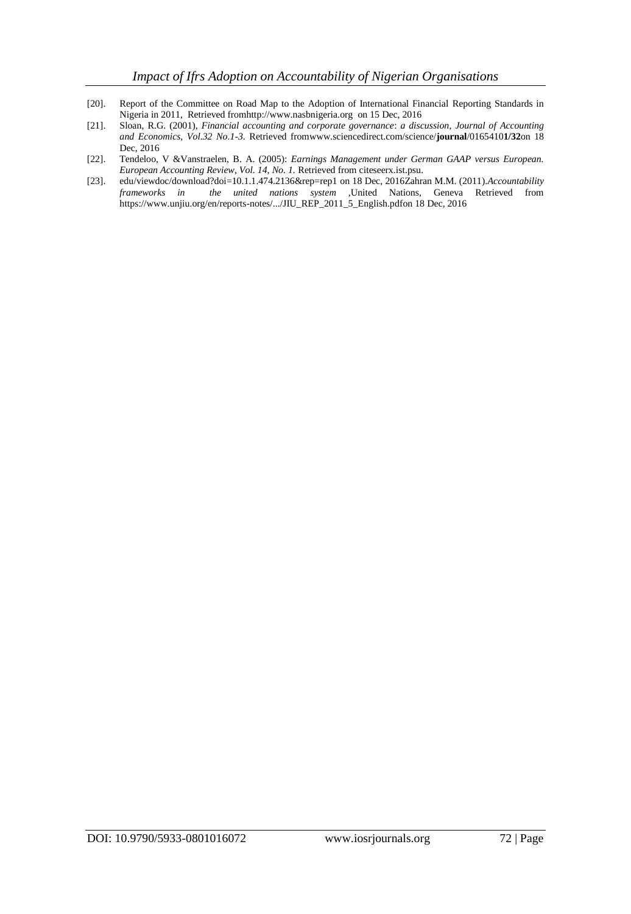[20]. Report of the Committee on Road Map to the Adoption of International Financial Reporting Standards in Nigeria in 2011, Retrieved fromhttp://www.nasbnigeria.org on 15 Dec, 2016

[21]. Sloan, R.G. (2001), *Financial accounting and corporate governance*: *a discussion, Journal of Accounting and Economics, Vol.32 No.1-3.* Retrieved fromwww.sciencedirect.com/science/**journal**/016541​0**1/32**on 18 Dec, 2016

[22]. Tendeloo, V &Vanstraelen, B. A. (2005): *Earnings Management under German GAAP versus European. European Accounting Review, Vol. 14, No. 1.* Retrieved from citeseerx.ist.psu.

[23]. edu/viewdoc/download?doi=10.1.1.474.2136&rep=rep1 on 18 Dec, 2016Zahran M.M. (2011).*Accountability frameworks in the united nations system* ,United Nations, Geneva Retrieved from https://www.unjiu.org/en/reports-notes/.../JIU_REP_2011_5_English.pdfon 18 Dec, 2016